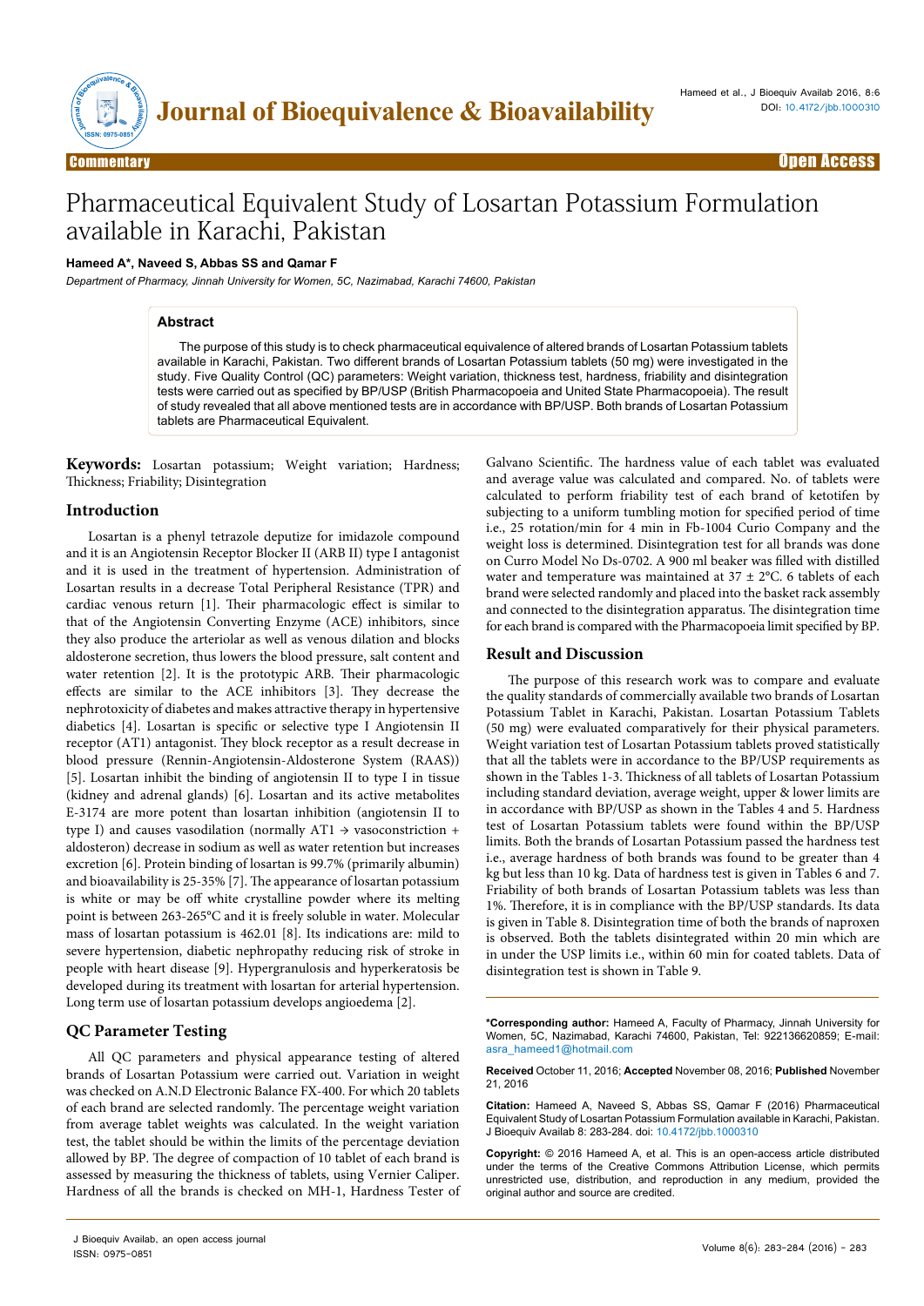Commentary — Open Access

# Pharmaceutical Equivalent Study of Losartan Potassium Formulation available in Karachi, Pakistan

**Hameed A\*, Naveed S, Abbas SS and Qamar F**

*Department of Pharmacy, Jinnah University for Women, 5C, Nazimabad, Karachi 74600, Pakistan*

## Abstract

The purpose of this study is to check pharmaceutical equivalence of altered brands of Losartan Potassium tablets available in Karachi, Pakistan. Two different brands of Losartan Potassium tablets (50 mg) were investigated in the study. Five Quality Control (QC) parameters: Weight variation, thickness test, hardness, friability and disintegration tests were carried out as specified by BP/USP (British Pharmacopoeia and United State Pharmacopoeia). The result of study revealed that all above mentioned tests are in accordance with BP/USP. Both brands of Losartan Potassium tablets are Pharmaceutical Equivalent.

**Keywords:** Losartan potassium; Weight variation; Hardness; Thickness; Friability; Disintegration

## Introduction

Losartan is a phenyl tetrazole deputize for imidazole compound and it is an Angiotensin Receptor Blocker II (ARB II) type I antagonist and it is used in the treatment of hypertension. Administration of Losartan results in a decrease Total Peripheral Resistance (TPR) and cardiac venous return [1]. Their pharmacologic effect is similar to that of the Angiotensin Converting Enzyme (ACE) inhibitors, since they also produce the arteriolar as well as venous dilation and blocks aldosterone secretion, thus lowers the blood pressure, salt content and water retention [2]. It is the prototypic ARB. Their pharmacologic effects are similar to the ACE inhibitors [3]. They decrease the nephrotoxicity of diabetes and makes attractive therapy in hypertensive diabetics [4]. Losartan is specific or selective type I Angiotensin II receptor (AT1) antagonist. They block receptor as a result decrease in blood pressure (Rennin-Angiotensin-Aldosterone System (RAAS)) [5]. Losartan inhibit the binding of angiotensin II to type I in tissue (kidney and adrenal glands) [6]. Losartan and its active metabolites E-3174 are more potent than losartan inhibition (angiotensin II to type I) and causes vasodilation (normally AT1 → vasoconstriction + aldosteron) decrease in sodium as well as water retention but increases excretion [6]. Protein binding of losartan is 99.7% (primarily albumin) and bioavailability is 25-35% [7]. The appearance of losartan potassium is white or may be off white crystalline powder where its melting point is between 263-265°C and it is freely soluble in water. Molecular mass of losartan potassium is 462.01 [8]. Its indications are: mild to severe hypertension, diabetic nephropathy reducing risk of stroke in people with heart disease [9]. Hypergranulosis and hyperkeratosis be developed during its treatment with losartan for arterial hypertension. Long term use of losartan potassium develops angioedema [2].

## QC Parameter Testing

All QC parameters and physical appearance testing of altered brands of Losartan Potassium were carried out. Variation in weight was checked on A.N.D Electronic Balance FX-400. For which 20 tablets of each brand are selected randomly. The percentage weight variation from average tablet weights was calculated. In the weight variation test, the tablet should be within the limits of the percentage deviation allowed by BP. The degree of compaction of 10 tablet of each brand is assessed by measuring the thickness of tablets, using Vernier Caliper. Hardness of all the brands is checked on MH-1, Hardness Tester of Galvano Scientific. The hardness value of each tablet was evaluated and average value was calculated and compared. No. of tablets were calculated to perform friability test of each brand of ketotifen by subjecting to a uniform tumbling motion for specified period of time i.e., 25 rotation/min for 4 min in Fb-1004 Curio Company and the weight loss is determined. Disintegration test for all brands was done on Curro Model No Ds-0702. A 900 ml beaker was filled with distilled water and temperature was maintained at 37 ± 2°C. 6 tablets of each brand were selected randomly and placed into the basket rack assembly and connected to the disintegration apparatus. The disintegration time for each brand is compared with the Pharmacopoeia limit specified by BP.

## Result and Discussion

The purpose of this research work was to compare and evaluate the quality standards of commercially available two brands of Losartan Potassium Tablet in Karachi, Pakistan. Losartan Potassium Tablets (50 mg) were evaluated comparatively for their physical parameters. Weight variation test of Losartan Potassium tablets proved statistically that all the tablets were in accordance to the BP/USP requirements as shown in the Tables 1-3. Thickness of all tablets of Losartan Potassium including standard deviation, average weight, upper & lower limits are in accordance with BP/USP as shown in the Tables 4 and 5. Hardness test of Losartan Potassium tablets were found within the BP/USP limits. Both the brands of Losartan Potassium passed the hardness test i.e., average hardness of both brands was found to be greater than 4 kg but less than 10 kg. Data of hardness test is given in Tables 6 and 7. Friability of both brands of Losartan Potassium tablets was less than 1%. Therefore, it is in compliance with the BP/USP standards. Its data is given in Table 8. Disintegration time of both the brands of naproxen is observed. Both the tablets disintegrated within 20 min which are in under the USP limits i.e., within 60 min for coated tablets. Data of disintegration test is shown in Table 9.

**\*Corresponding author:** Hameed A, Faculty of Pharmacy, Jinnah University for Women, 5C, Nazimabad, Karachi 74600, Pakistan, Tel: 922136620859; E-mail: asra_hameed1@hotmail.com

**Received** October 11, 2016; **Accepted** November 08, 2016; **Published** November 21, 2016

**Citation:** Hameed A, Naveed S, Abbas SS, Qamar F (2016) Pharmaceutical Equivalent Study of Losartan Potassium Formulation available in Karachi, Pakistan. J Bioequiv Availab 8: 283-284. doi: 10.4172/jbb.1000310

**Copyright:** © 2016 Hameed A, et al. This is an open-access article distributed under the terms of the Creative Commons Attribution License, which permits unrestricted use, distribution, and reproduction in any medium, provided the original author and source are credited.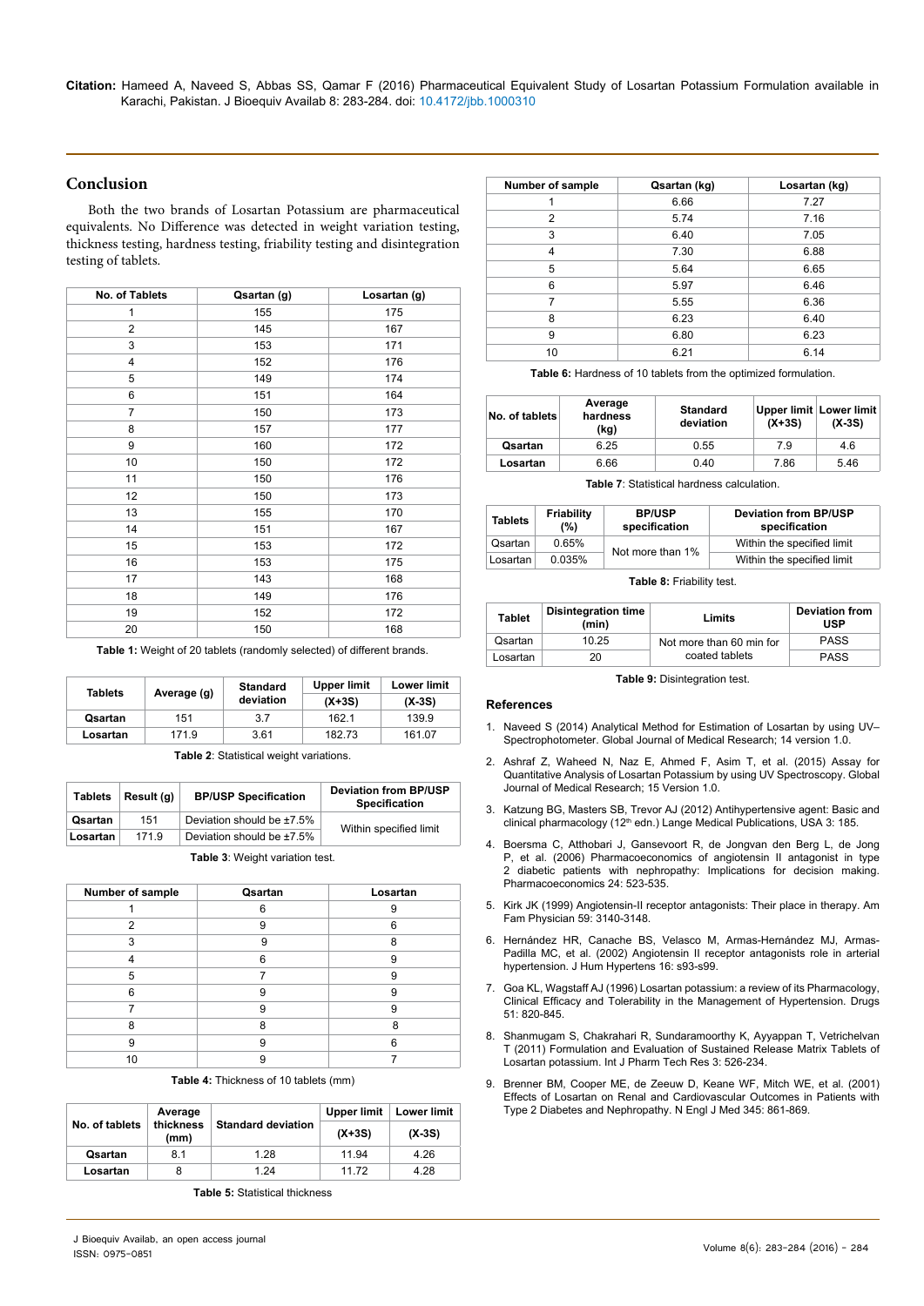## Conclusion

Both the two brands of Losartan Potassium are pharmaceutical equivalents. No Difference was detected in weight variation testing, thickness testing, hardness testing, friability testing and disintegration testing of tablets.

| No. of Tablets | Qsartan (g) | Losartan (g) |
|---|---|---|
| 1 | 155 | 175 |
| 2 | 145 | 167 |
| 3 | 153 | 171 |
| 4 | 152 | 176 |
| 5 | 149 | 174 |
| 6 | 151 | 164 |
| 7 | 150 | 173 |
| 8 | 157 | 177 |
| 9 | 160 | 172 |
| 10 | 150 | 172 |
| 11 | 150 | 176 |
| 12 | 150 | 173 |
| 13 | 155 | 170 |
| 14 | 151 | 167 |
| 15 | 153 | 172 |
| 16 | 153 | 175 |
| 17 | 143 | 168 |
| 18 | 149 | 176 |
| 19 | 152 | 172 |
| 20 | 150 | 168 |

**Table 1:** Weight of 20 tablets (randomly selected) of different brands.

| Tablets | Average (g) | Standard deviation | Upper limit | Lower limit |
|---|---|---|---|---|
| | | | (X+3S) | (X-3S) |
| **Qsartan** | 151 | 3.7 | 162.1 | 139.9 |
| **Losartan** | 171.9 | 3.61 | 182.73 | 161.07 |

**Table 2**: Statistical weight variations.

| Tablets | Result (g) | BP/USP Specification | Deviation from BP/USP Specification |
|---|---|---|---|
| **Qsartan** | 151 | Deviation should be ±7.5% | Within specified limit |
| **Losartan** | 171.9 | Deviation should be ±7.5% | |

**Table 3**: Weight variation test.

| Number of sample | Qsartan | Losartan |
|---|---|---|
| 1 | 6 | 9 |
| 2 | 9 | 6 |
| 3 | 9 | 8 |
| 4 | 6 | 9 |
| 5 | 7 | 9 |
| 6 | 9 | 9 |
| 7 | 9 | 9 |
| 8 | 8 | 8 |
| 9 | 9 | 6 |
| 10 | 9 | 7 |

**Table 4:** Thickness of 10 tablets (mm)

| No. of tablets | Average thickness (mm) | Standard deviation | Upper limit | Lower limit |
|---|---|---|---|---|
| | | | (X+3S) | (X-3S) |
| **Qsartan** | 8.1 | 1.28 | 11.94 | 4.26 |
| **Losartan** | 8 | 1.24 | 11.72 | 4.28 |

**Table 5:** Statistical thickness

| Number of sample | Qsartan (kg) | Losartan (kg) |
|---|---|---|
| 1 | 6.66 | 7.27 |
| 2 | 5.74 | 7.16 |
| 3 | 6.40 | 7.05 |
| 4 | 7.30 | 6.88 |
| 5 | 5.64 | 6.65 |
| 6 | 5.97 | 6.46 |
| 7 | 5.55 | 6.36 |
| 8 | 6.23 | 6.40 |
| 9 | 6.80 | 6.23 |
| 10 | 6.21 | 6.14 |

**Table 6:** Hardness of 10 tablets from the optimized formulation.

| No. of tablets | Average hardness (kg) | Standard deviation | Upper limit (X+3S) | Lower limit (X-3S) |
|---|---|---|---|---|
| **Qsartan** | 6.25 | 0.55 | 7.9 | 4.6 |
| **Losartan** | 6.66 | 0.40 | 7.86 | 5.46 |

**Table 7**: Statistical hardness calculation.

| Tablets | Friability (%) | BP/USP specification | Deviation from BP/USP specification |
|---|---|---|---|
| Qsartan | 0.65% | Not more than 1% | Within the specified limit |
| Losartan | 0.035% | | Within the specified limit |

**Table 8:** Friability test.

| Tablet | Disintegration time (min) | Limits | Deviation from USP |
|---|---|---|---|
| Qsartan | 10.25 | Not more than 60 min for coated tablets | PASS |
| Losartan | 20 | | PASS |

**Table 9:** Disintegration test.

## References

1. Naveed S (2014) Analytical Method for Estimation of Losartan by using UV–Spectrophotometer. Global Journal of Medical Research; 14 version 1.0.
2. Ashraf Z, Waheed N, Naz E, Ahmed F, Asim T, et al. (2015) Assay for Quantitative Analysis of Losartan Potassium by using UV Spectroscopy. Global Journal of Medical Research; 15 Version 1.0.
3. Katzung BG, Masters SB, Trevor AJ (2012) Antihypertensive agent: Basic and clinical pharmacology (12th edn.) Lange Medical Publications, USA 3: 185.
4. Boersma C, Atthobari J, Gansevoort R, de Jongvan den Berg L, de Jong P, et al. (2006) Pharmacoeconomics of angiotensin II antagonist in type 2 diabetic patients with nephropathy: Implications for decision making. Pharmacoeconomics 24: 523-535.
5. Kirk JK (1999) Angiotensin-II receptor antagonists: Their place in therapy. Am Fam Physician 59: 3140-3148.
6. Hernández HR, Canache BS, Velasco M, Armas-Hernández MJ, Armas-Padilla MC, et al. (2002) Angiotensin II receptor antagonists role in arterial hypertension. J Hum Hypertens 16: s93-s99.
7. Goa KL, Wagstaff AJ (1996) Losartan potassium: a review of its Pharmacology, Clinical Efficacy and Tolerability in the Management of Hypertension. Drugs 51: 820-845.
8. Shanmugam S, Chakrahari R, Sundaramoorthy K, Ayyappan T, Vetrichelvan T (2011) Formulation and Evaluation of Sustained Release Matrix Tablets of Losartan potassium. Int J Pharm Tech Res 3: 526-234.
9. Brenner BM, Cooper ME, de Zeeuw D, Keane WF, Mitch WE, et al. (2001) Effects of Losartan on Renal and Cardiovascular Outcomes in Patients with Type 2 Diabetes and Nephropathy. N Engl J Med 345: 861-869.